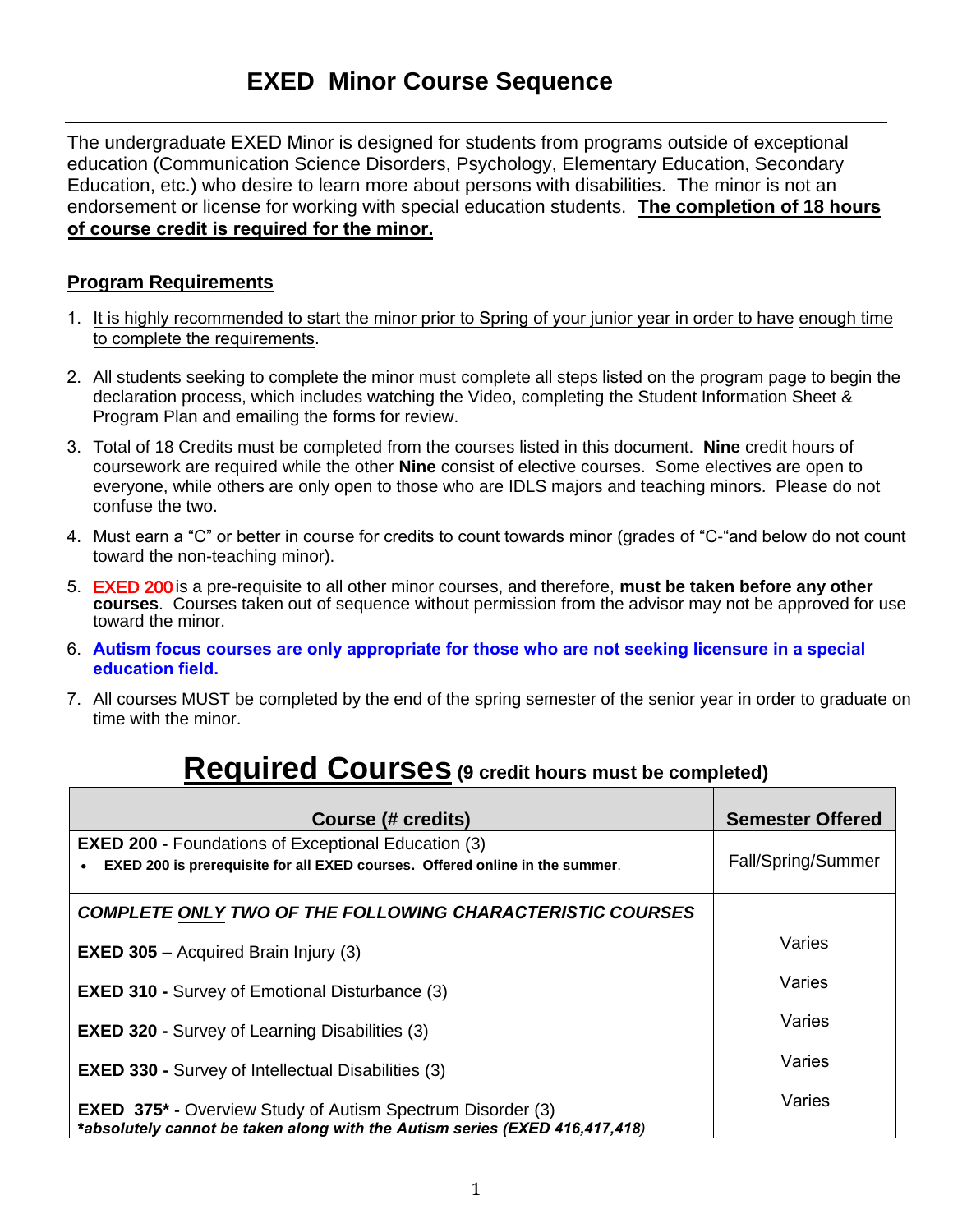# EXED Minor Course Sequence

The undergraduate EXED Minor is designed for students from programs outside of exceptional education (Communication Science Disorders, Psychology, Elementary Education, Secondary Education, etc.) who desire to learn more about persons with disabilities. The minor is not an endorsement or license for working with special education students. **The completion of 18 hours of course credit is required for the minor.**

## Program Requirements

1. It is highly recommended to start the minor prior to Spring of your junior year in order to have enough time to complete the requirements.
2. All students seeking to complete the minor must complete all steps listed on the program page to begin the declaration process, which includes watching the Video, completing the Student Information Sheet & Program Plan and emailing the forms for review.
3. Total of 18 Credits must be completed from the courses listed in this document. **Nine** credit hours of coursework are required while the other **Nine** consist of elective courses. Some electives are open to everyone, while others are only open to those who are IDLS majors and teaching minors. Please do not confuse the two.
4. Must earn a "C" or better in course for credits to count towards minor (grades of "C-"and below do not count toward the non-teaching minor).
5. EXED 200 is a pre-requisite to all other minor courses, and therefore, **must be taken before any other courses**. Courses taken out of sequence without permission from the advisor may not be approved for use toward the minor.
6. **Autism focus courses are only appropriate for those who are not seeking licensure in a special education field.**
7. All courses MUST be completed by the end of the spring semester of the senior year in order to graduate on time with the minor.

## Required Courses (9 credit hours must be completed)

| Course (# credits) | Semester Offered |
| --- | --- |
| **EXED 200 -** Foundations of Exceptional Education (3)<br>• **EXED 200 is prerequisite for all EXED courses. Offered online in the summer**. | Fall/Spring/Summer |
| ***COMPLETE ONLY TWO OF THE FOLLOWING CHARACTERISTIC COURSES*** | |
| **EXED 305** – Acquired Brain Injury (3) | Varies |
| **EXED 310 -** Survey of Emotional Disturbance (3) | Varies |
| **EXED 320 -** Survey of Learning Disabilities (3) | Varies |
| **EXED 330 -** Survey of Intellectual Disabilities (3) | Varies |
| **EXED 375* -** Overview Study of Autism Spectrum Disorder (3)<br>***absolutely cannot be taken along with the Autism series (EXED 416,417,418)** | Varies |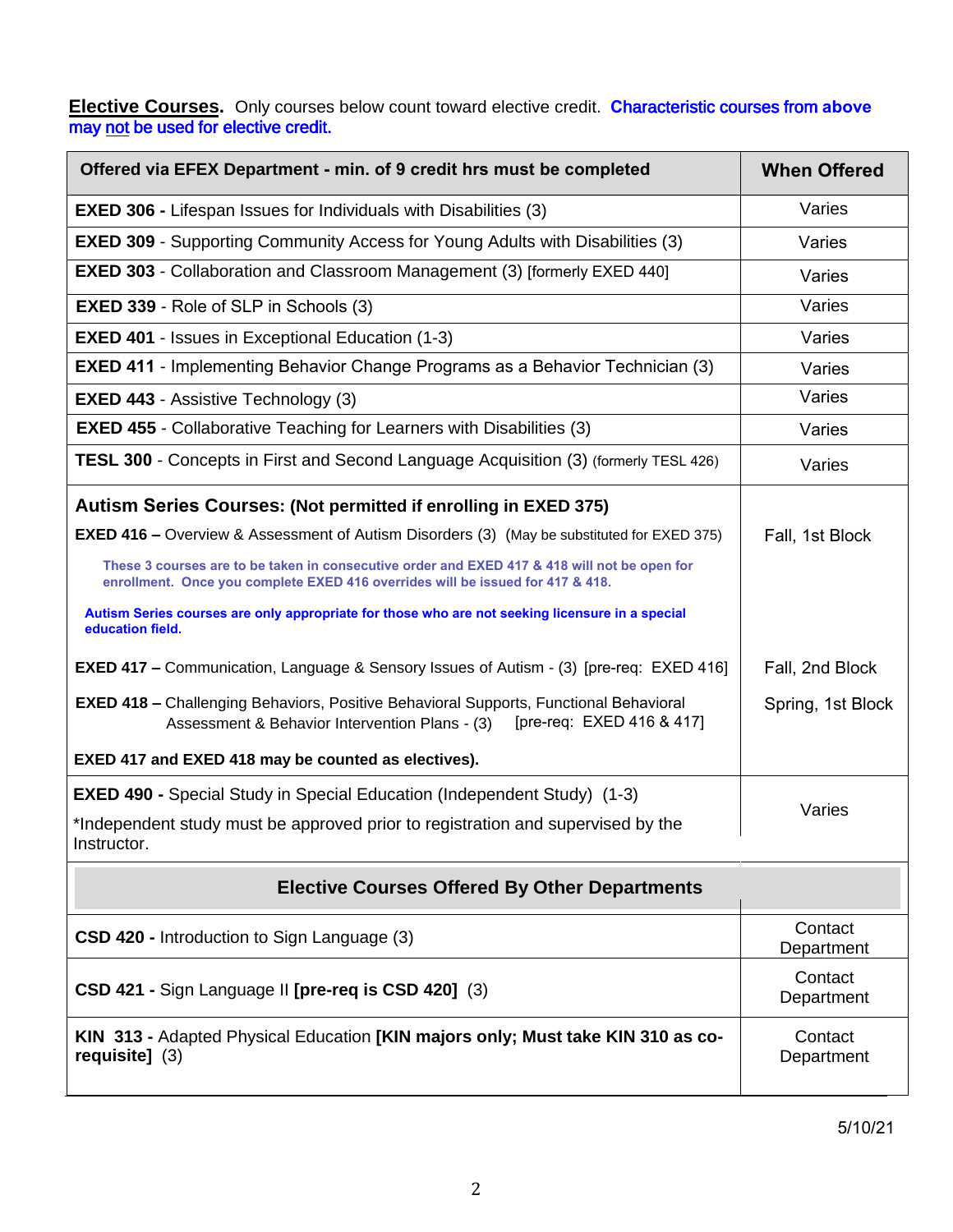**Elective Courses.** Only courses below count toward elective credit. **Characteristic courses from above may not be used for elective credit.**

| Offered via EFEX Department - min. of 9 credit hrs must be completed | When Offered |
|---|---|
| **EXED 306 -** Lifespan Issues for Individuals with Disabilities (3) | Varies |
| **EXED 309** - Supporting Community Access for Young Adults with Disabilities (3) | Varies |
| **EXED 303** - Collaboration and Classroom Management (3) [formerly EXED 440] | Varies |
| **EXED 339** - Role of SLP in Schools (3) | Varies |
| **EXED 401** - Issues in Exceptional Education (1-3) | Varies |
| **EXED 411** - Implementing Behavior Change Programs as a Behavior Technician (3) | Varies |
| **EXED 443** - Assistive Technology (3) | Varies |
| **EXED 455** - Collaborative Teaching for Learners with Disabilities (3) | Varies |
| **TESL 300** - Concepts in First and Second Language Acquisition (3) (formerly TESL 426) | Varies |
| **Autism Series Courses: (Not permitted if enrolling in EXED 375)** | |
| **EXED 416 –** Overview & Assessment of Autism Disorders (3) (May be substituted for EXED 375) | Fall, 1st Block |
| **These 3 courses are to be taken in consecutive order and EXED 417 & 418 will not be open for enrollment. Once you complete EXED 416 overrides will be issued for 417 & 418.** | |
| **Autism Series courses are only appropriate for those who are not seeking licensure in a special education field.** | |
| **EXED 417 –** Communication, Language & Sensory Issues of Autism - (3) [pre-req: EXED 416] | Fall, 2nd Block |
| **EXED 418 –** Challenging Behaviors, Positive Behavioral Supports, Functional Behavioral Assessment & Behavior Intervention Plans - (3) [pre-req: EXED 416 & 417] | Spring, 1st Block |
| **EXED 417 and EXED 418 may be counted as electives).** | |
| **EXED 490 -** Special Study in Special Education (Independent Study) (1-3)<br>*Independent study must be approved prior to registration and supervised by the Instructor. | Varies |
| **Elective Courses Offered By Other Departments** | |
| **CSD 420 -** Introduction to Sign Language (3) | Contact Department |
| **CSD 421 -** Sign Language II **[pre-req is CSD 420]** (3) | Contact Department |
| **KIN 313 -** Adapted Physical Education **[KIN majors only; Must take KIN 310 as co-requisite]** (3) | Contact Department |

5/10/21